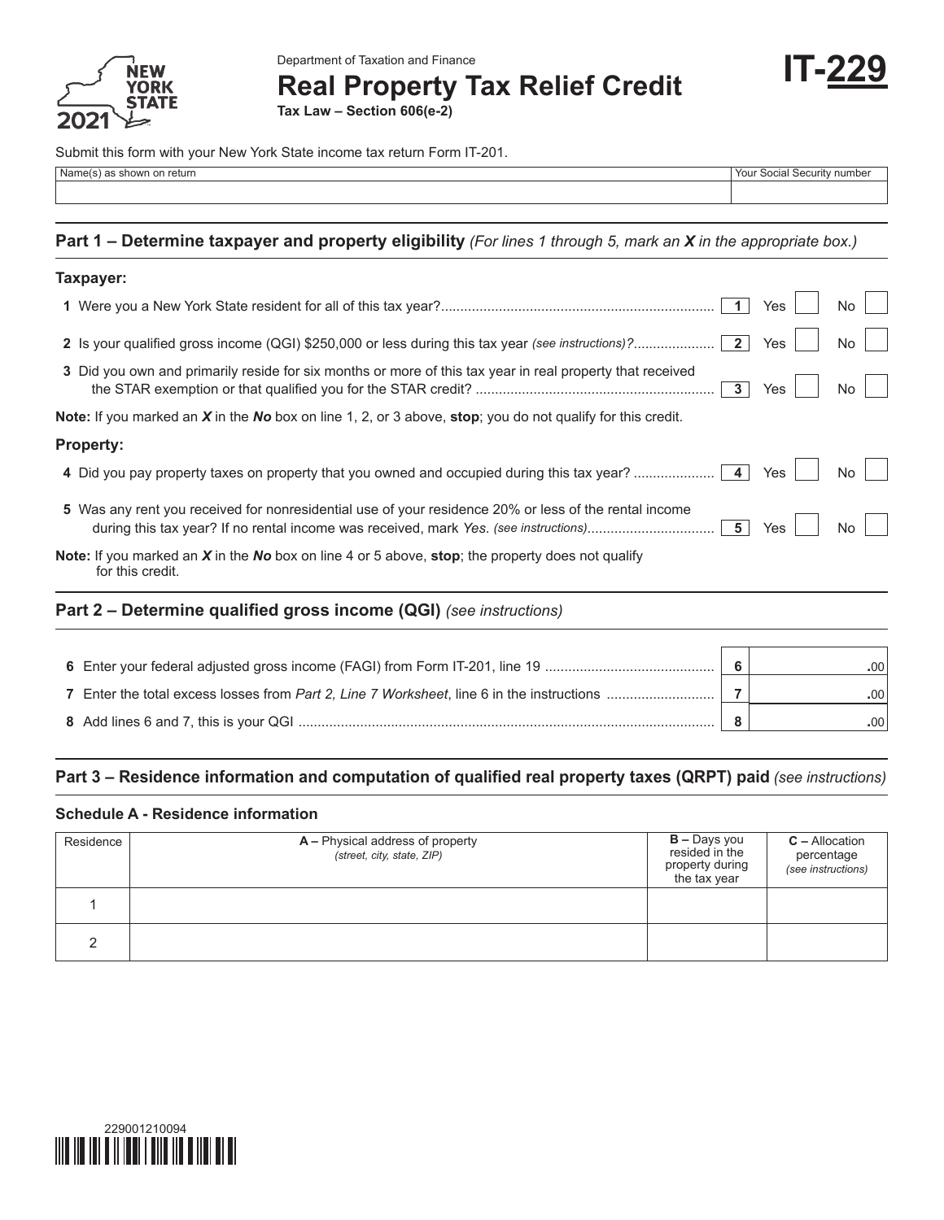Department of Taxation and Finance

# Real Property Tax Relief Credit

**Tax Law – Section 606(e-2)**

**IT-229**

NEW YORK STATE 2021

Submit this form with your New York State income tax return Form IT-201.

| Name(s) as shown on return | Your Social Security number |
|---|---|
| | |

## Part 1 – Determine taxpayer and property eligibility *(For lines 1 through 5, mark an X in the appropriate box.)*

### Taxpayer:

**1** Were you a New York State resident for all of this tax year? .......... **1** Yes ☐ No ☐

**2** Is your qualified gross income (QGI) $250,000 or less during this tax year *(see instructions)*? .......... **2** Yes ☐ No ☐

**3** Did you own and primarily reside for six months or more of this tax year in real property that received the STAR exemption or that qualified you for the STAR credit? .......... **3** Yes ☐ No ☐

**Note:** If you marked an ***X*** in the ***No*** box on line 1, 2, or 3 above, **stop**; you do not qualify for this credit.

### Property:

**4** Did you pay property taxes on property that you owned and occupied during this tax year? .......... **4** Yes ☐ No ☐

**5** Was any rent you received for nonresidential use of your residence 20% or less of the rental income during this tax year? If no rental income was received, mark *Yes*. *(see instructions)* .......... **5** Yes ☐ No ☐

**Note:** If you marked an ***X*** in the ***No*** box on line 4 or 5 above, **stop**; the property does not qualify for this credit.

## Part 2 – Determine qualified gross income (QGI) *(see instructions)*

| | | | |
|---|---|---|---|
| **6** | Enter your federal adjusted gross income (FAGI) from Form IT-201, line 19 | **6** | .00 |
| **7** | Enter the total excess losses from *Part 2, Line 7 Worksheet*, line 6 in the instructions | **7** | .00 |
| **8** | Add lines 6 and 7, this is your QGI | **8** | .00 |

## Part 3 – Residence information and computation of qualified real property taxes (QRPT) paid *(see instructions)*

### Schedule A - Residence information

| Residence | **A –** Physical address of property *(street, city, state, ZIP)* | **B –** Days you resided in the property during the tax year | **C –** Allocation percentage *(see instructions)* |
|---|---|---|---|
| 1 | | | |
| 2 | | | |

229001210094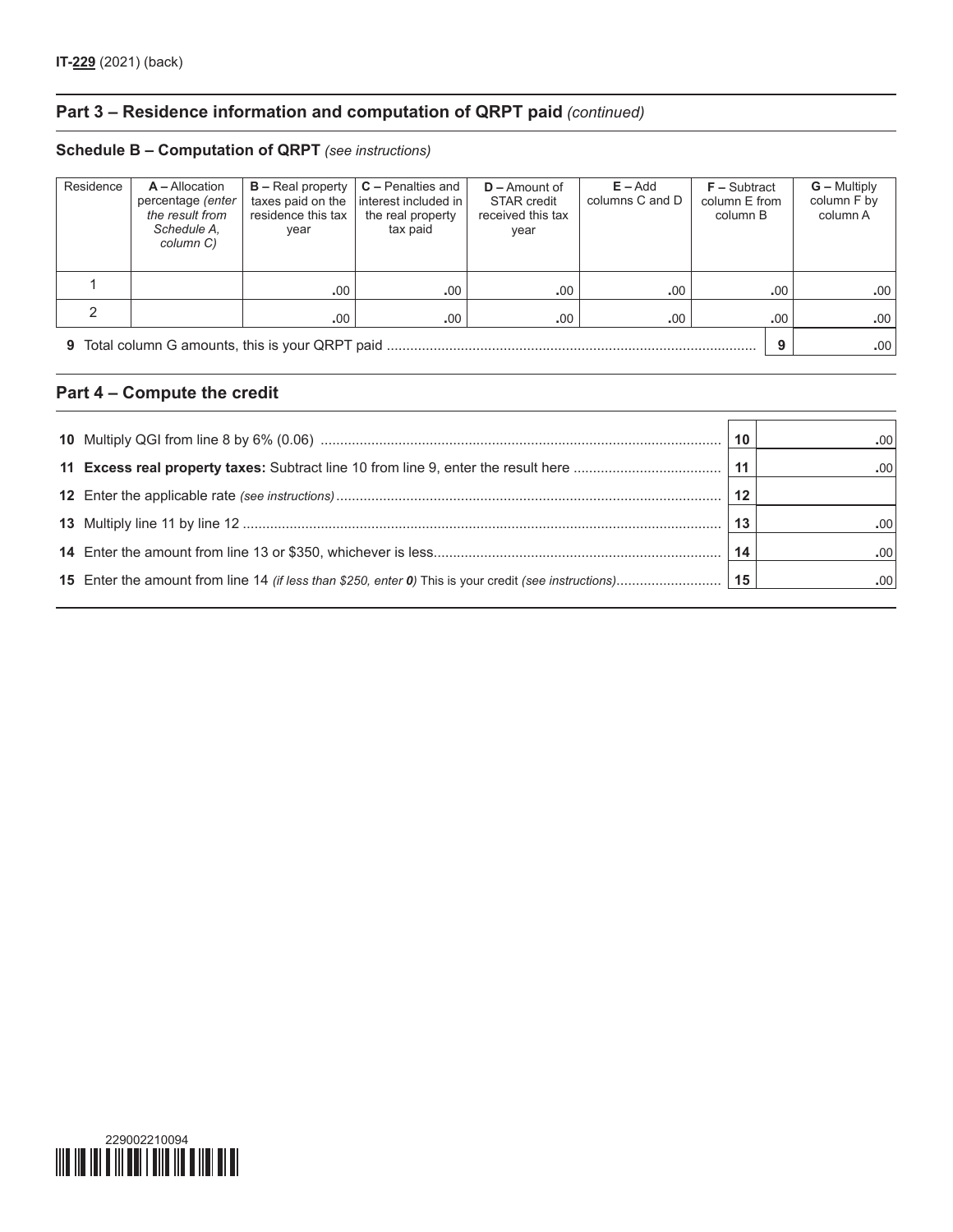IT-229 (2021) (back)

## Part 3 – Residence information and computation of QRPT paid *(continued)*

### Schedule B – Computation of QRPT *(see instructions)*

| Residence | **A –** Allocation percentage *(enter the result from Schedule A, column C)* | **B –** Real property taxes paid on the residence this tax year | **C –** Penalties and interest included in the real property tax paid | **D –** Amount of STAR credit received this tax year | **E –** Add columns C and D | **F –** Subtract column E from column B | **G –** Multiply column F by column A |
|---|---|---|---|---|---|---|---|
| 1 | | .00 | .00 | .00 | .00 | .00 | .00 |
| 2 | | .00 | .00 | .00 | .00 | .00 | .00 |
| **9** Total column G amounts, this is your QRPT paid | | | | | | 9 | .00 |

## Part 4 – Compute the credit

| | | |
|---|---|---|
| **10** Multiply QGI from line 8 by 6% (0.06) | 10 | .00 |
| **11** **Excess real property taxes:** Subtract line 10 from line 9, enter the result here | 11 | .00 |
| **12** Enter the applicable rate *(see instructions)* | 12 | |
| **13** Multiply line 11 by line 12 | 13 | .00 |
| **14** Enter the amount from line 13 or $350, whichever is less | 14 | .00 |
| **15** Enter the amount from line 14 *(if less than $250, enter **0**)* This is your credit *(see instructions)* | 15 | .00 |

229002210094